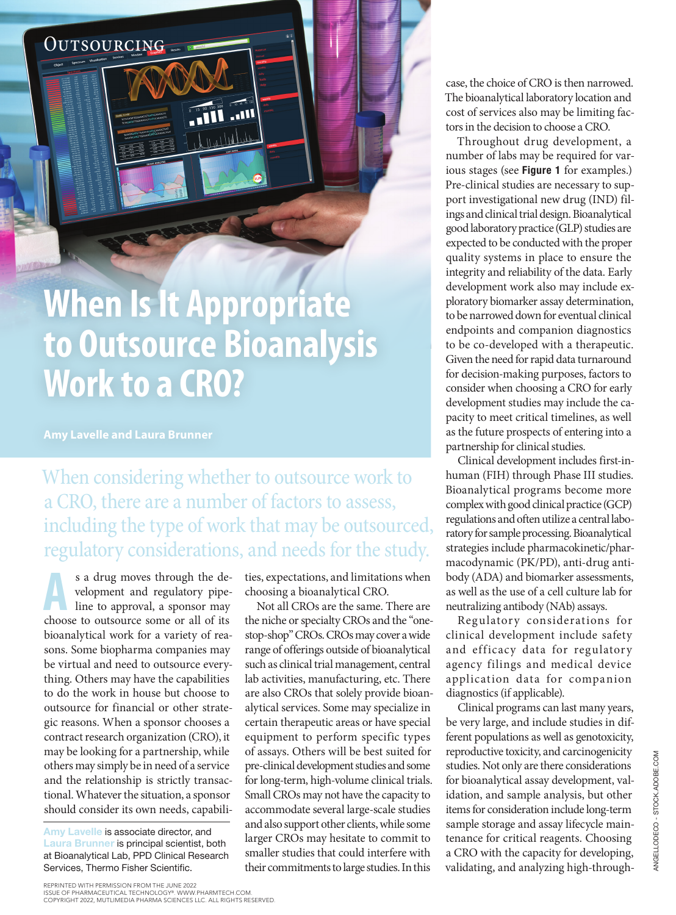Outsourcing

# When Is It Appropriate to Outsource Bioanalysis Work to a CRO?

**Amy Lavelle and Laura Brunner**

When considering whether to outsource work to a CRO, there are a number of factors to assess, including the type of work that may be outsourced, regulatory considerations, and needs for the study.

As a drug moves through the development and regulatory pipeline to approval, a sponsor may choose to outsource some or all of its bioanalytical work for a variety of reasons. Some biopharma companies may be virtual and need to outsource everything. Others may have the capabilities to do the work in house but choose to outsource for financial or other strategic reasons. When a sponsor chooses a contract research organization (CRO), it may be looking for a partnership, while others may simply be in need of a service and the relationship is strictly transactional. Whatever the situation, a sponsor should consider its own needs, capabilities, expectations, and limitations when choosing a bioanalytical CRO.

Not all CROs are the same. There are the niche or specialty CROs and the "one-stop-shop" CROs. CROs may cover a wide range of offerings outside of bioanalytical such as clinical trial management, central lab activities, manufacturing, etc. There are also CROs that solely provide bioanalytical services. Some may specialize in certain therapeutic areas or have special equipment to perform specific types of assays. Others will be best suited for pre-clinical development studies and some for long-term, high-volume clinical trials. Small CROs may not have the capacity to accommodate several large-scale studies and also support other clients, while some larger CROs may hesitate to commit to smaller studies that could interfere with their commitments to large studies. In this case, the choice of CRO is then narrowed. The bioanalytical laboratory location and cost of services also may be limiting factors in the decision to choose a CRO.

Throughout drug development, a number of labs may be required for various stages (see **Figure 1** for examples.) Pre-clinical studies are necessary to support investigational new drug (IND) filings and clinical trial design. Bioanalytical good laboratory practice (GLP) studies are expected to be conducted with the proper quality systems in place to ensure the integrity and reliability of the data. Early development work also may include exploratory biomarker assay determination, to be narrowed down for eventual clinical endpoints and companion diagnostics to be co-developed with a therapeutic. Given the need for rapid data turnaround for decision-making purposes, factors to consider when choosing a CRO for early development studies may include the capacity to meet critical timelines, as well as the future prospects of entering into a partnership for clinical studies.

Clinical development includes first-in-human (FIH) through Phase III studies. Bioanalytical programs become more complex with good clinical practice (GCP) regulations and often utilize a central laboratory for sample processing. Bioanalytical strategies include pharmacokinetic/pharmacodynamic (PK/PD), anti-drug antibody (ADA) and biomarker assessments, as well as the use of a cell culture lab for neutralizing antibody (NAb) assays.

Regulatory considerations for clinical development include safety and efficacy data for regulatory agency filings and medical device application data for companion diagnostics (if applicable).

Clinical programs can last many years, be very large, and include studies in different populations as well as genotoxicity, reproductive toxicity, and carcinogenicity studies. Not only are there considerations for bioanalytical assay development, validation, and sample analysis, but other items for consideration include long-term sample storage and assay lifecycle maintenance for critical reagents. Choosing a CRO with the capacity for developing, validating, and analyzing high-through-

Amy Lavelle is associate director, and Laura Brunner is principal scientist, both at Bioanalytical Lab, PPD Clinical Research Services, Thermo Fisher Scientific.

REPRINTED WITH PERMISSION FROM THE JUNE 2022 ISSUE OF PHARMACEUTICAL TECHNOLOGY®. WWW.PHARMTECH.COM. COPYRIGHT 2022, MUTLIMEDIA PHARMA SCIENCES LLC. ALL RIGHTS RESERVED.

ANGELLODECO - STOCK.ADOBE.COM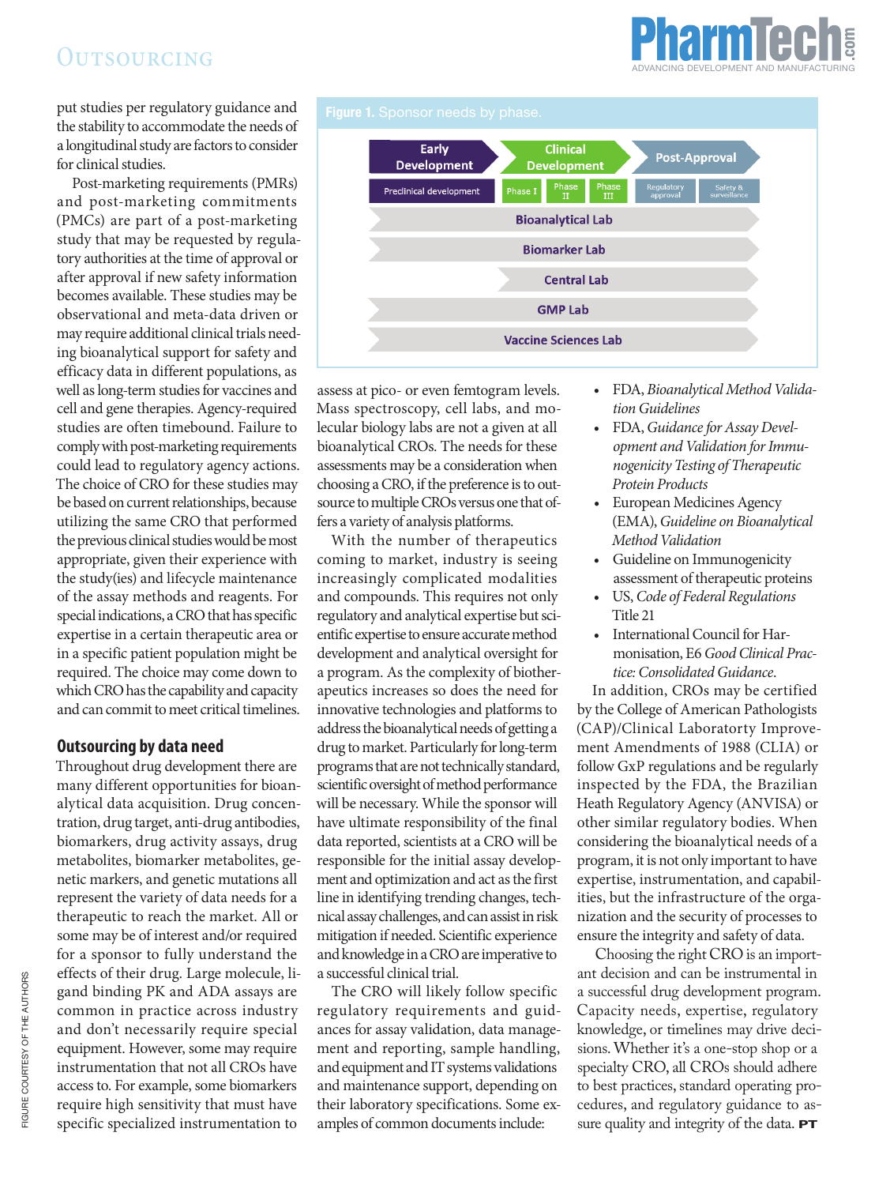put studies per regulatory guidance and the stability to accommodate the needs of a longitudinal study are factors to consider for clinical studies.

Post-marketing requirements (PMRs) and post-marketing commitments (PMCs) are part of a post-marketing study that may be requested by regulatory authorities at the time of approval or after approval if new safety information becomes available. These studies may be observational and meta-data driven or may require additional clinical trials needing bioanalytical support for safety and efficacy data in different populations, as well as long-term studies for vaccines and cell and gene therapies. Agency-required studies are often timebound. Failure to comply with post-marketing requirements could lead to regulatory agency actions. The choice of CRO for these studies may be based on current relationships, because utilizing the same CRO that performed the previous clinical studies would be most appropriate, given their experience with the study(ies) and lifecycle maintenance of the assay methods and reagents. For special indications, a CRO that has specific expertise in a certain therapeutic area or in a specific patient population might be required. The choice may come down to which CRO has the capability and capacity and can commit to meet critical timelines.

## Outsourcing by data need

Throughout drug development there are many different opportunities for bioanalytical data acquisition. Drug concentration, drug target, anti-drug antibodies, biomarkers, drug activity assays, drug metabolites, biomarker metabolites, genetic markers, and genetic mutations all represent the variety of data needs for a therapeutic to reach the market. All or some may be of interest and/or required for a sponsor to fully understand the effects of their drug. Large molecule, ligand binding PK and ADA assays are common in practice across industry and don't necessarily require special equipment. However, some may require instrumentation that not all CROs have access to. For example, some biomarkers require high sensitivity that must have specific specialized instrumentation to assess at pico- or even femtogram levels. Mass spectroscopy, cell labs, and molecular biology labs are not a given at all bioanalytical CROs. The needs for these assessments may be a consideration when choosing a CRO, if the preference is to outsource to multiple CROs versus one that offers a variety of analysis platforms.

**Figure 1.** Sponsor needs by phase.

Early Development
Clinical Development
Post-Approval
Preclinical development
Phase I
Phase II
Phase III
Regulatory approval
Safety & surveillance
Bioanalytical Lab
Biomarker Lab
Central Lab
GMP Lab
Vaccine Sciences Lab

FIGURE COURTESY OF THE AUTHORS

With the number of therapeutics coming to market, industry is seeing increasingly complicated modalities and compounds. This requires not only regulatory and analytical expertise but scientific expertise to ensure accurate method development and analytical oversight for a program. As the complexity of biotherapeutics increases so does the need for innovative technologies and platforms to address the bioanalytical needs of getting a drug to market. Particularly for long-term programs that are not technically standard, scientific oversight of method performance will be necessary. While the sponsor will have ultimate responsibility of the final data reported, scientists at a CRO will be responsible for the initial assay development and optimization and act as the first line in identifying trending changes, technical assay challenges, and can assist in risk mitigation if needed. Scientific experience and knowledge in a CRO are imperative to a successful clinical trial.

The CRO will likely follow specific regulatory requirements and guidances for assay validation, data management and reporting, sample handling, and equipment and IT systems validations and maintenance support, depending on their laboratory specifications. Some examples of common documents include:

- FDA, *Bioanalytical Method Validation Guidelines*
- FDA, *Guidance for Assay Development and Validation for Immunogenicity Testing of Therapeutic Protein Products*
- European Medicines Agency (EMA), *Guideline on Bioanalytical Method Validation*
- Guideline on Immunogenicity assessment of therapeutic proteins
- US, *Code of Federal Regulations* Title 21
- International Council for Harmonisation, E6 *Good Clinical Practice: Consolidated Guidance.*

In addition, CROs may be certified by the College of American Pathologists (CAP)/Clinical Laboratorty Improvement Amendments of 1988 (CLIA) or follow GxP regulations and be regularly inspected by the FDA, the Brazilian Heath Regulatory Agency (ANVISA) or other similar regulatory bodies. When considering the bioanalytical needs of a program, it is not only important to have expertise, instrumentation, and capabilities, but the infrastructure of the organization and the security of processes to ensure the integrity and safety of data.

Choosing the right CRO is an important decision and can be instrumental in a successful drug development program. Capacity needs, expertise, regulatory knowledge, or timelines may drive decisions. Whether it's a one-stop shop or a specialty CRO, all CROs should adhere to best practices, standard operating procedures, and regulatory guidance to assure quality and integrity of the data. **PT**